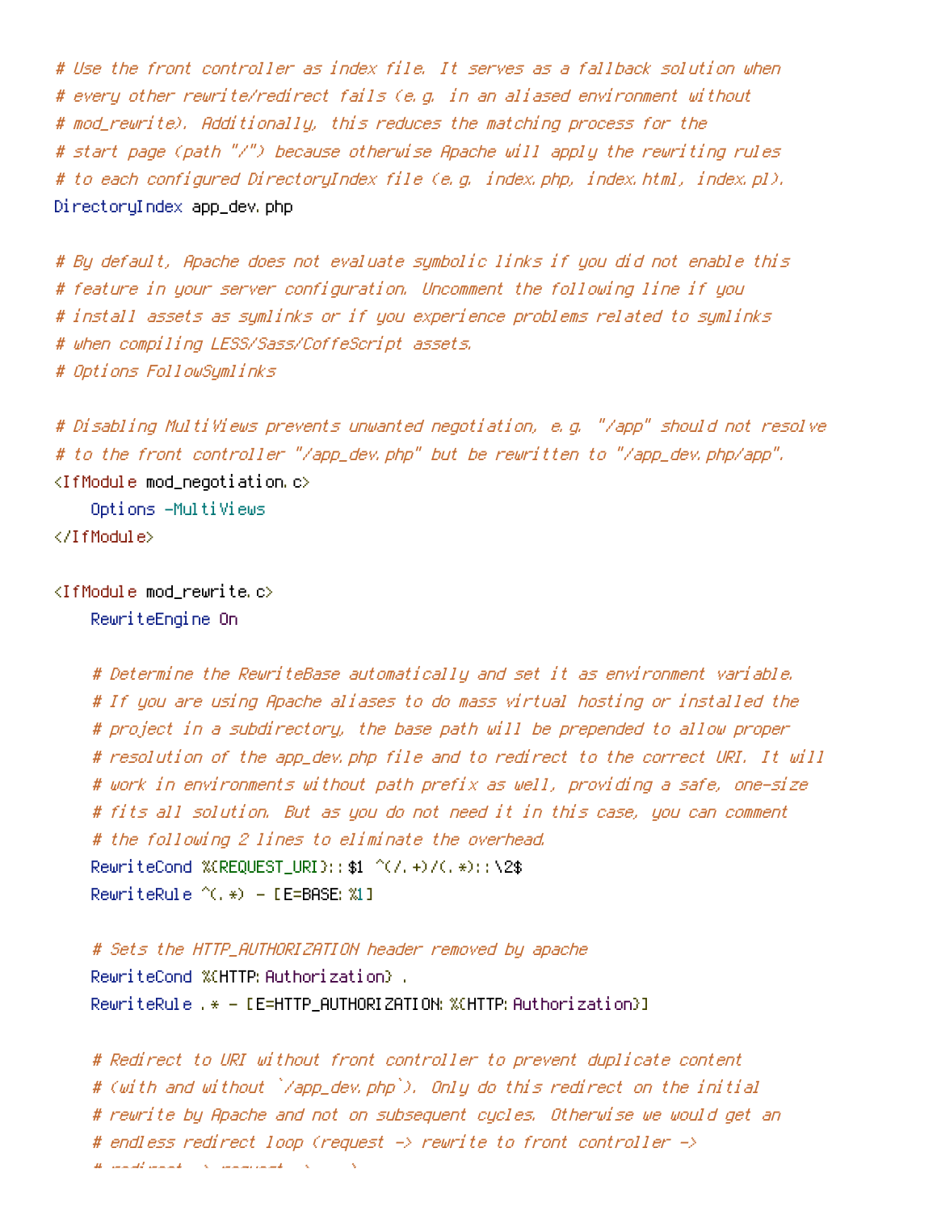```
# Use the front controller as index file. It serves as a fallback solution when
# every other rewrite/redirect fails (e.g. in an aliased environment without
# mod_rewrite). Additionally, this reduces the matching process for the
# start page (path "/") because otherwise Apache will apply the rewriting rules
# to each configured DirectoryIndex file (e.g. index.php, index.html, index.pl).
DirectoryIndex app_dev.php

# By default, Apache does not evaluate symbolic links if you did not enable this
# feature in your server configuration. Uncomment the following line if you
# install assets as symlinks or if you experience problems related to symlinks
# when compiling LESS/Sass/CoffeScript assets.
# Options FollowSymlinks

# Disabling MultiViews prevents unwanted negotiation, e.g. "/app" should not resolve
# to the front controller "/app_dev.php" but be rewritten to "/app_dev.php/app".
<IfModule mod_negotiation.c>
    Options -MultiViews
</IfModule>

<IfModule mod_rewrite.c>
    RewriteEngine On

    # Determine the RewriteBase automatically and set it as environment variable.
    # If you are using Apache aliases to do mass virtual hosting or installed the
    # project in a subdirectory, the base path will be prepended to allow proper
    # resolution of the app_dev.php file and to redirect to the correct URI. It will
    # work in environments without path prefix as well, providing a safe, one-size
    # fits all solution. But as you do not need it in this case, you can comment
    # the following 2 lines to eliminate the overhead.
    RewriteCond %{REQUEST_URI}::$1 ^(/.+)/(.*)::\2$
    RewriteRule ^(.*) - [E=BASE:%1]

    # Sets the HTTP_AUTHORIZATION header removed by apache
    RewriteCond %{HTTP:Authorization} .
    RewriteRule .* - [E=HTTP_AUTHORIZATION:%{HTTP:Authorization}]

    # Redirect to URI without front controller to prevent duplicate content
    # (with and without `/app_dev.php`). Only do this redirect on the initial
    # rewrite by Apache and not on subsequent cycles. Otherwise we would get an
    # endless redirect loop (request -> rewrite to front controller ->
```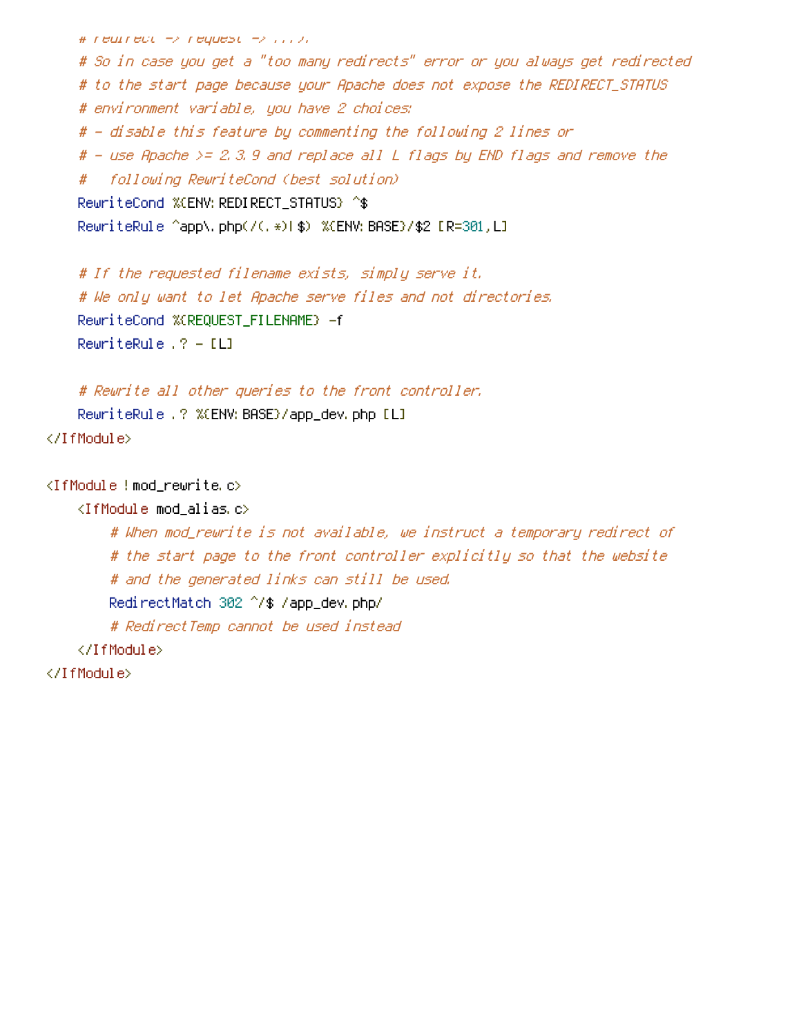```
    # redirect -> request -> ...).
    # So in case you get a "too many redirects" error or you always get redirected
    # to the start page because your Apache does not expose the REDIRECT_STATUS
    # environment variable, you have 2 choices:
    # - disable this feature by commenting the following 2 lines or
    # - use Apache >= 2.3.9 and replace all L flags by END flags and remove the
    #   following RewriteCond (best solution)
    RewriteCond %{ENV:REDIRECT_STATUS} ^$
    RewriteRule ^app\.php(/(.*)|$) %{ENV:BASE}/$2 [R=301,L]

    # If the requested filename exists, simply serve it.
    # We only want to let Apache serve files and not directories.
    RewriteCond %{REQUEST_FILENAME} -f
    RewriteRule .? - [L]

    # Rewrite all other queries to the front controller.
    RewriteRule .? %{ENV:BASE}/app_dev.php [L]
</IfModule>

<IfModule !mod_rewrite.c>
    <IfModule mod_alias.c>
        # When mod_rewrite is not available, we instruct a temporary redirect of
        # the start page to the front controller explicitly so that the website
        # and the generated links can still be used.
        RedirectMatch 302 ^/$ /app_dev.php/
        # RedirectTemp cannot be used instead
    </IfModule>
</IfModule>
```